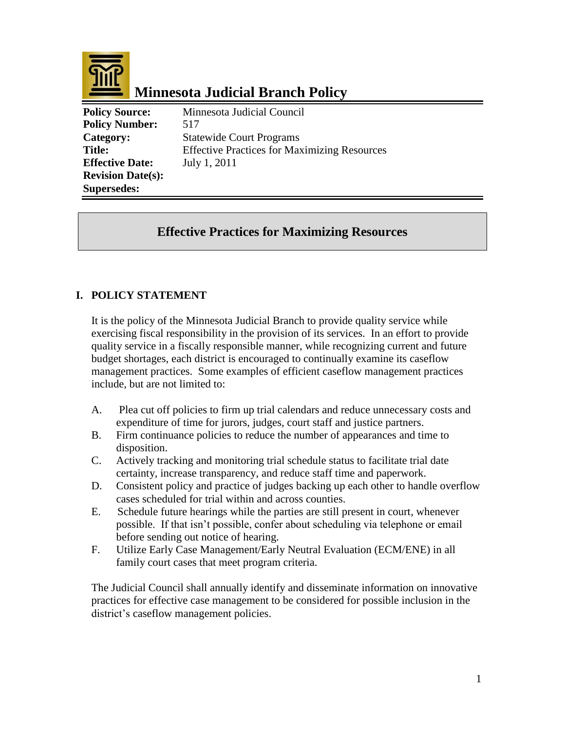# Minnesota Judicial Branch Policy

| | |
|---|---|
| **Policy Source:** | Minnesota Judicial Council |
| **Policy Number:** | 517 |
| **Category:** | Statewide Court Programs |
| **Title:** | Effective Practices for Maximizing Resources |
| **Effective Date:** | July 1, 2011 |
| **Revision Date(s):** | |
| **Supersedes:** | |

## Effective Practices for Maximizing Resources

### I. POLICY STATEMENT

It is the policy of the Minnesota Judicial Branch to provide quality service while exercising fiscal responsibility in the provision of its services. In an effort to provide quality service in a fiscally responsible manner, while recognizing current and future budget shortages, each district is encouraged to continually examine its caseflow management practices. Some examples of efficient caseflow management practices include, but are not limited to:

A. Plea cut off policies to firm up trial calendars and reduce unnecessary costs and expenditure of time for jurors, judges, court staff and justice partners.

B. Firm continuance policies to reduce the number of appearances and time to disposition.

C. Actively tracking and monitoring trial schedule status to facilitate trial date certainty, increase transparency, and reduce staff time and paperwork.

D. Consistent policy and practice of judges backing up each other to handle overflow cases scheduled for trial within and across counties.

E. Schedule future hearings while the parties are still present in court, whenever possible. If that isn't possible, confer about scheduling via telephone or email before sending out notice of hearing.

F. Utilize Early Case Management/Early Neutral Evaluation (ECM/ENE) in all family court cases that meet program criteria.

The Judicial Council shall annually identify and disseminate information on innovative practices for effective case management to be considered for possible inclusion in the district's caseflow management policies.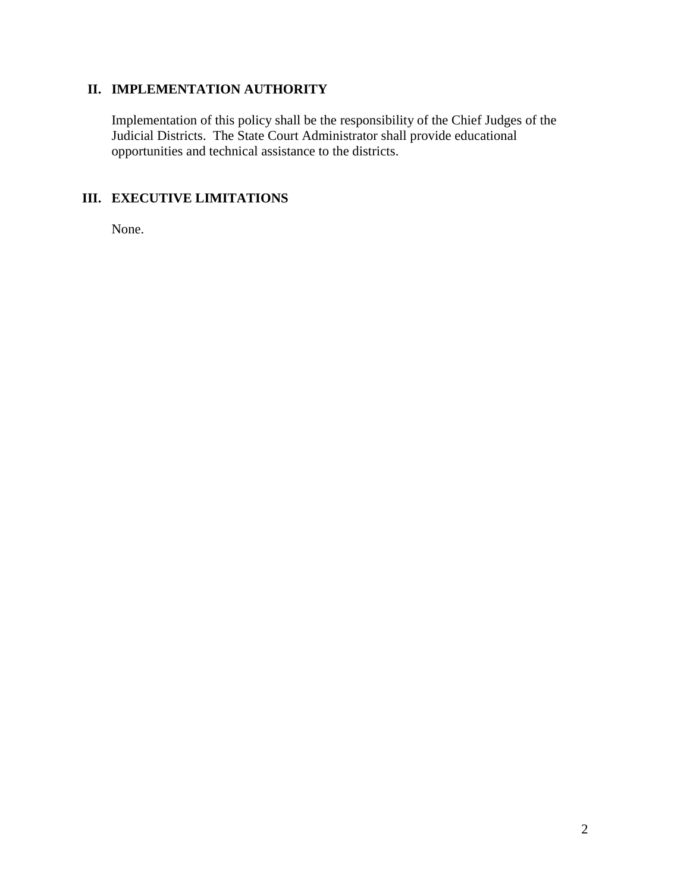## II. IMPLEMENTATION AUTHORITY

Implementation of this policy shall be the responsibility of the Chief Judges of the Judicial Districts. The State Court Administrator shall provide educational opportunities and technical assistance to the districts.

## III. EXECUTIVE LIMITATIONS

None.